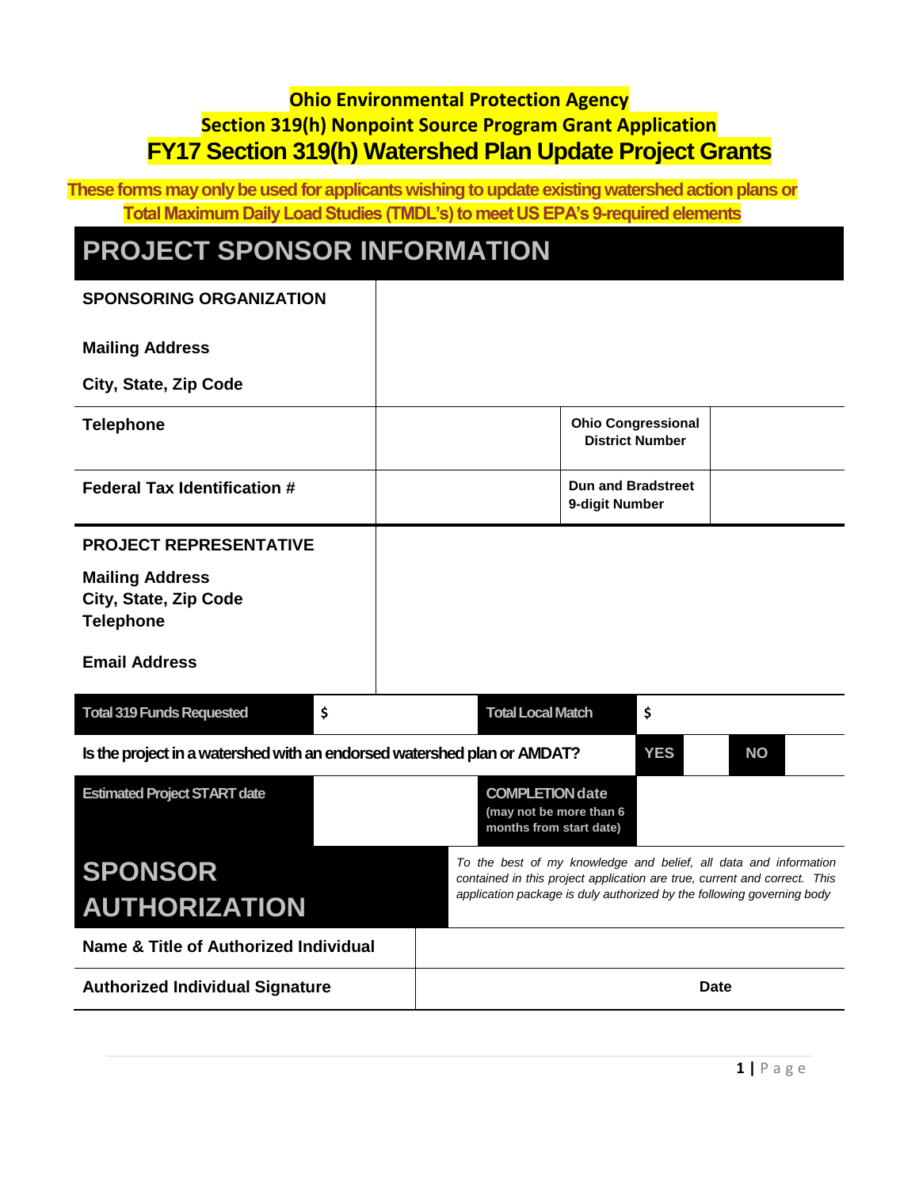**Ohio Environmental Protection Agency**

**Section 319(h) Nonpoint Source Program Grant Application**

# FY17 Section 319(h) Watershed Plan Update Project Grants

**These forms may only be used for applicants wishing to update existing watershed action plans or Total Maximum Daily Load Studies (TMDL's) to meet US EPA's 9-required elements**

## PROJECT SPONSOR INFORMATION

| | | | |
|---|---|---|---|
| **SPONSORING ORGANIZATION**<br><br>**Mailing Address**<br><br>**City, State, Zip Code** | | | |
| **Telephone** | | **Ohio Congressional District Number** | |
| **Federal Tax Identification #** | | **Dun and Bradstreet 9-digit Number** | |
| **PROJECT REPRESENTATIVE**<br><br>**Mailing Address**<br>**City, State, Zip Code**<br>**Telephone**<br><br>**Email Address** | | | |

| | | | |
|---|---|---|---|
| **Total 319 Funds Requested** | $ | **Total Local Match** | $ |

| | | |
|---|---|---|
| **Is the project in a watershed with an endorsed watershed plan or AMDAT?** | **YES** | **NO** |

| | | | |
|---|---|---|---|
| **Estimated Project START date** | | **COMPLETION date** (may not be more than 6 months from start date) | |

## SPONSOR AUTHORIZATION

*To the best of my knowledge and belief, all data and information contained in this project application are true, current and correct. This application package is duly authorized by the following governing body*

| | | |
|---|---|---|
| **Name & Title of Authorized Individual** | | |
| **Authorized Individual Signature** | | **Date** |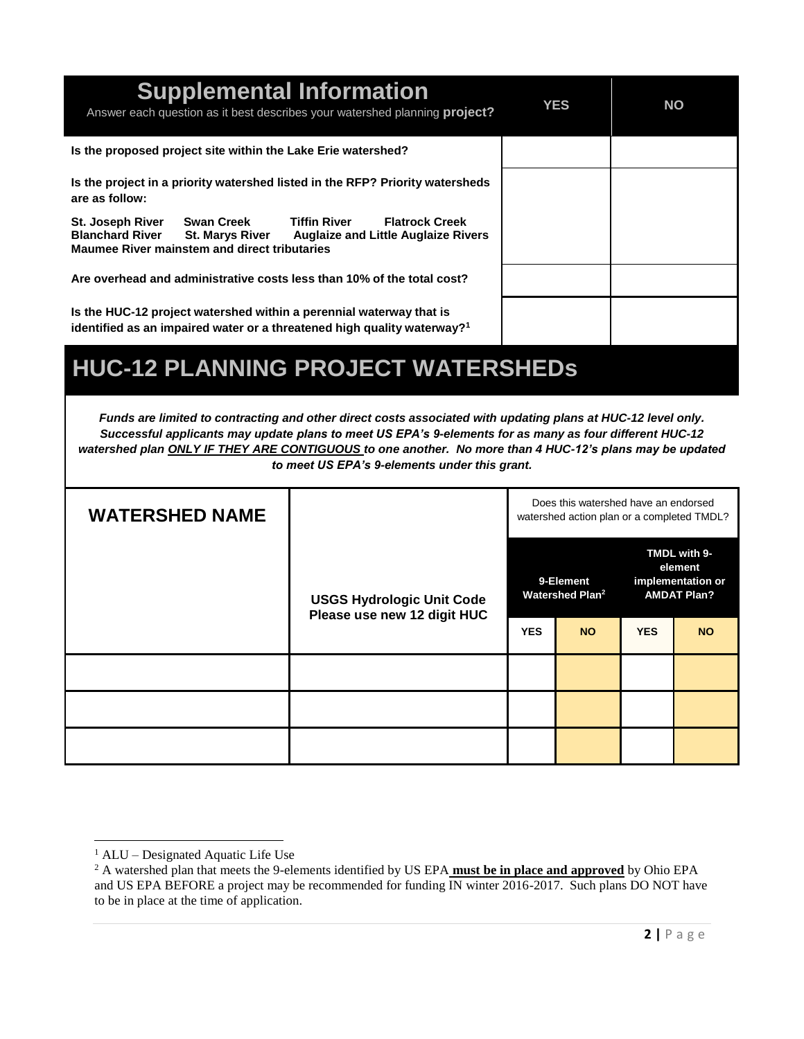## Supplemental Information

| Answer each question as it best describes your watershed planning **project?** | YES | NO |
|---|---|---|
| **Is the proposed project site within the Lake Erie watershed?** | | |
| **Is the project in a priority watershed listed in the RFP? Priority watersheds are as follow:** **St. Joseph River Swan Creek Tiffin River Flatrock Creek Blanchard River St. Marys River Auglaize and Little Auglaize Rivers Maumee River mainstem and direct tributaries** | | |
| **Are overhead and administrative costs less than 10% of the total cost?** | | |
| **Is the HUC-12 project watershed within a perennial waterway that is identified as an impaired water or a threatened high quality waterway?**[1] | | |

## HUC-12 PLANNING PROJECT WATERSHEDs

***Funds are limited to contracting and other direct costs associated with updating plans at HUC-12 level only. Successful applicants may update plans to meet US EPA's 9-elements for as many as four different HUC-12 watershed plan <u>ONLY IF THEY ARE CONTIGUOUS</u> to one another. No more than 4 HUC-12's plans may be updated to meet US EPA's 9-elements under this grant.***

| **WATERSHED NAME** | **USGS Hydrologic Unit Code Please use new 12 digit HUC** | Does this watershed have an endorsed watershed action plan or a completed TMDL? | | | |
|---|---|---|---|---|---|
| | | **9-Element Watershed Plan**[2] | | **TMDL with 9-element implementation or AMDAT Plan?** | |
| | | **YES** | **NO** | **YES** | **NO** |
| | | | | | |
| | | | | | |
| | | | | | |

[1] ALU – Designated Aquatic Life Use

[2] A watershed plan that meets the 9-elements identified by US EPA **<u>must be in place and approved</u>** by Ohio EPA and US EPA BEFORE a project may be recommended for funding IN winter 2016-2017. Such plans DO NOT have to be in place at the time of application.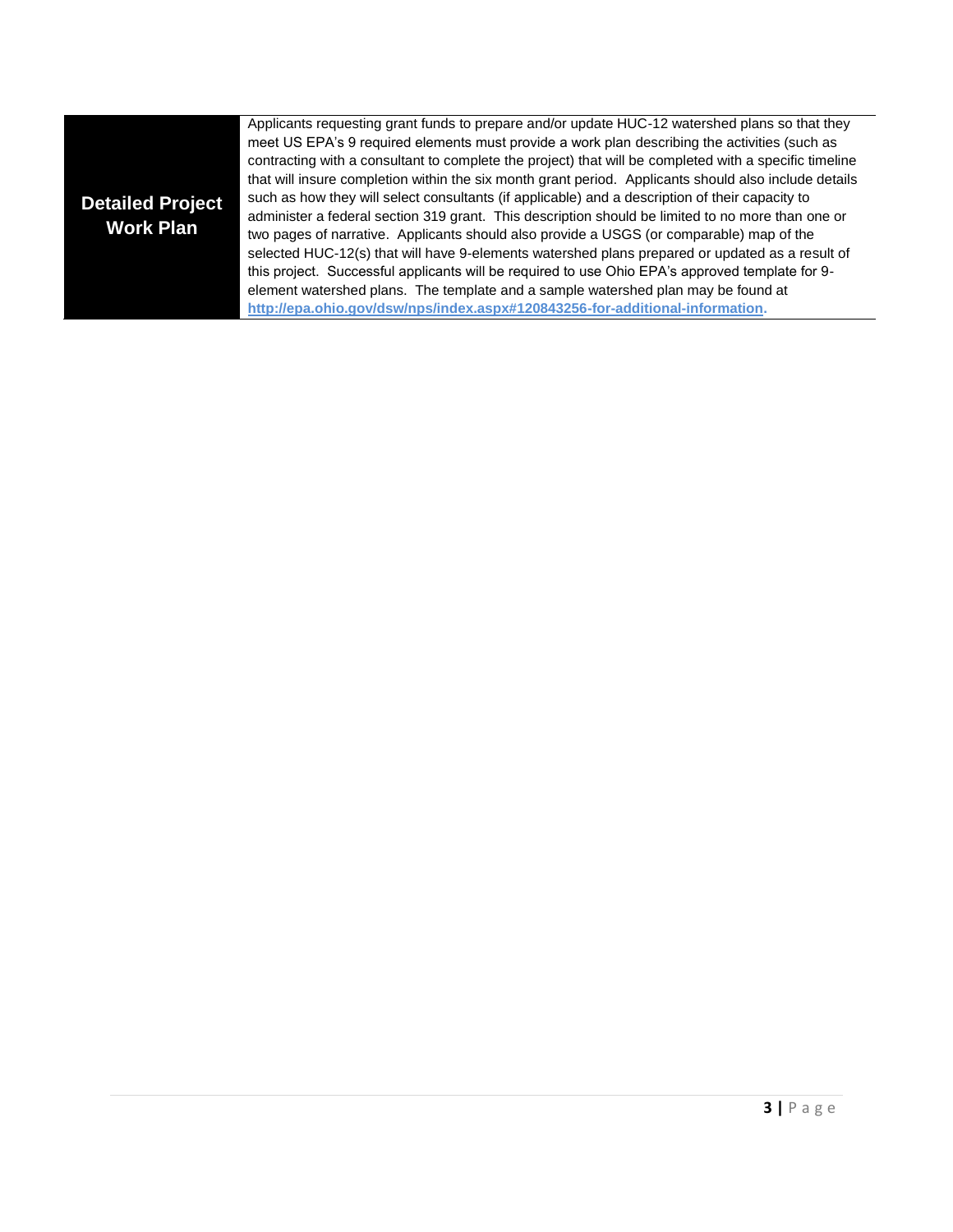| Detailed Project Work Plan | Applicants requesting grant funds to prepare and/or update HUC-12 watershed plans so that they meet US EPA's 9 required elements must provide a work plan describing the activities (such as contracting with a consultant to complete the project) that will be completed with a specific timeline that will insure completion within the six month grant period. Applicants should also include details such as how they will select consultants (if applicable) and a description of their capacity to administer a federal section 319 grant. This description should be limited to no more than one or two pages of narrative. Applicants should also provide a USGS (or comparable) map of the selected HUC-12(s) that will have 9-elements watershed plans prepared or updated as a result of this project. Successful applicants will be required to use Ohio EPA's approved template for 9-element watershed plans. The template and a sample watershed plan may be found at **http://epa.ohio.gov/dsw/nps/index.aspx#120843256-for-additional-information.** |
|---|---|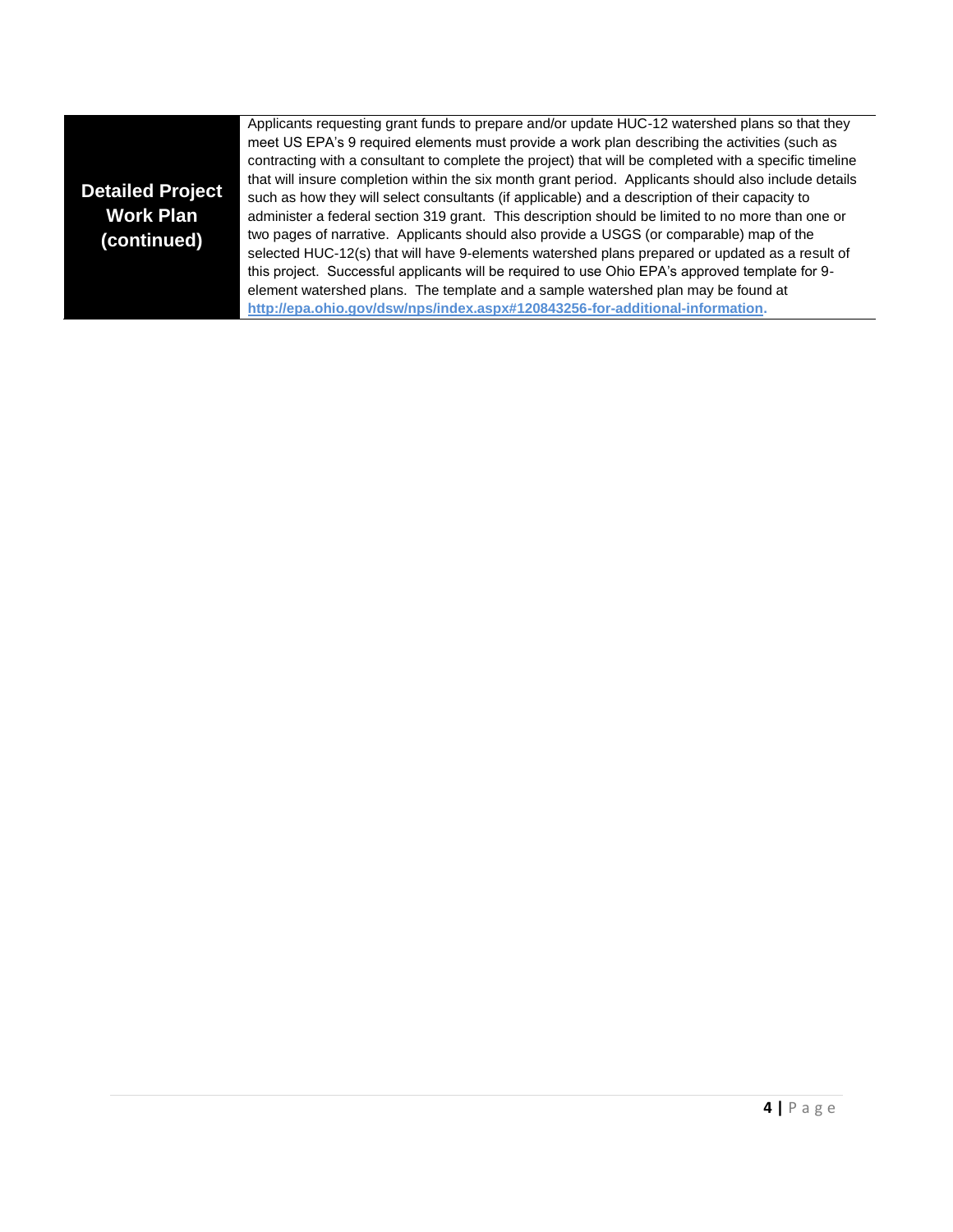| Detailed Project Work Plan (continued) | Applicants requesting grant funds to prepare and/or update HUC-12 watershed plans so that they meet US EPA's 9 required elements must provide a work plan describing the activities (such as contracting with a consultant to complete the project) that will be completed with a specific timeline that will insure completion within the six month grant period. Applicants should also include details such as how they will select consultants (if applicable) and a description of their capacity to administer a federal section 319 grant. This description should be limited to no more than one or two pages of narrative. Applicants should also provide a USGS (or comparable) map of the selected HUC-12(s) that will have 9-elements watershed plans prepared or updated as a result of this project. Successful applicants will be required to use Ohio EPA's approved template for 9-element watershed plans. The template and a sample watershed plan may be found at **http://epa.ohio.gov/dsw/nps/index.aspx#120843256-for-additional-information.** |
| --- | --- |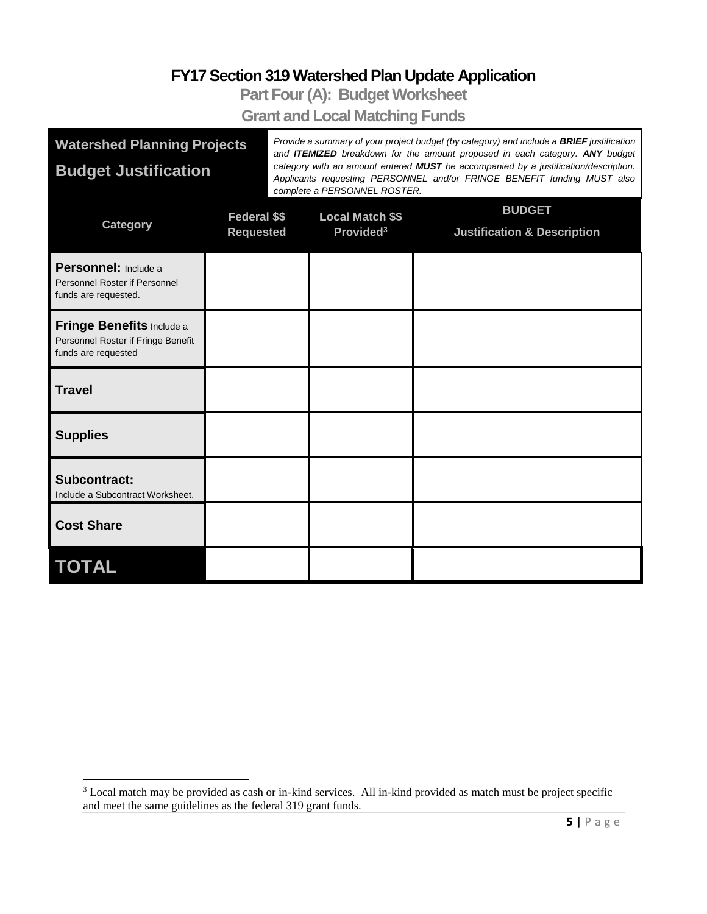# FY17 Section 319 Watershed Plan Update Application

## Part Four (A): Budget Worksheet

## Grant and Local Matching Funds

**Watershed Planning Projects**

**Budget Justification**

*Provide a summary of your project budget (by category) and include a **BRIEF** justification and **ITEMIZED** breakdown for the amount proposed in each category. **ANY** budget category with an amount entered **MUST** be accompanied by a justification/description. Applicants requesting PERSONNEL and/or FRINGE BENEFIT funding MUST also complete a PERSONNEL ROSTER.*

| Category | Federal $$ Requested | Local Match $$ Provided[3] | BUDGET Justification & Description |
|---|---|---|---|
| **Personnel:** Include a Personnel Roster if Personnel funds are requested. | | | |
| **Fringe Benefits** Include a Personnel Roster if Fringe Benefit funds are requested | | | |
| **Travel** | | | |
| **Supplies** | | | |
| **Subcontract:** Include a Subcontract Worksheet. | | | |
| **Cost Share** | | | |
| **TOTAL** | | | |

[3] Local match may be provided as cash or in-kind services. All in-kind provided as match must be project specific and meet the same guidelines as the federal 319 grant funds.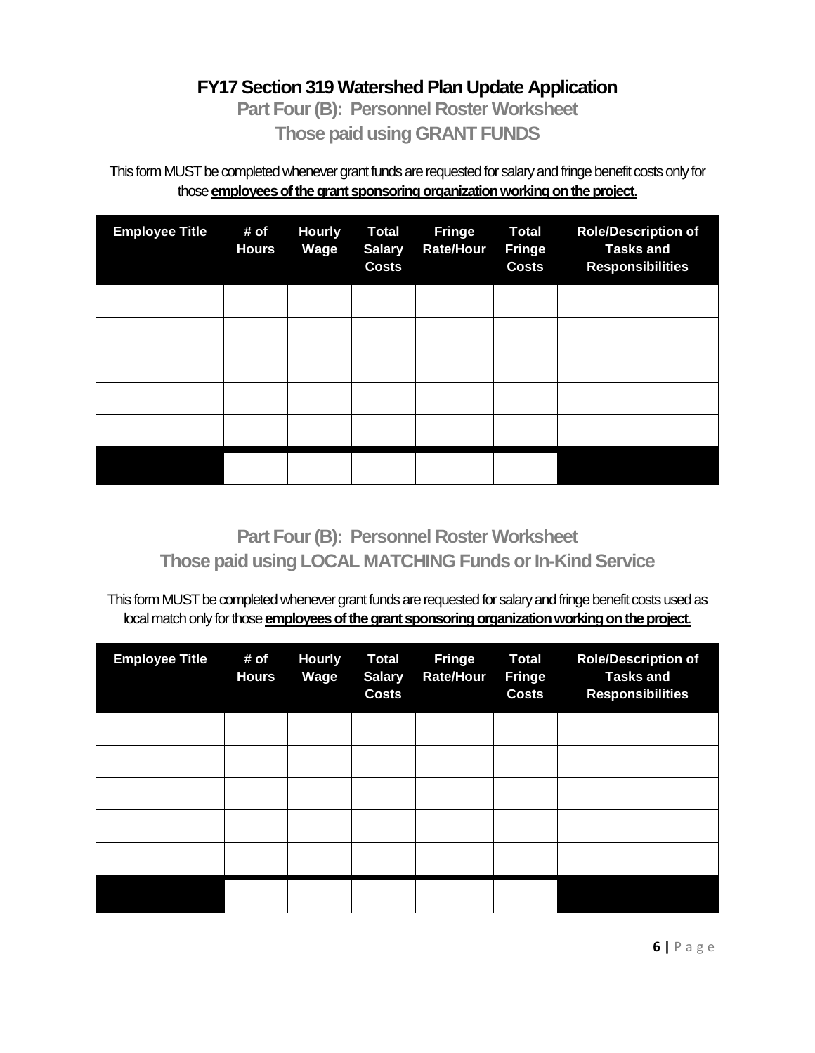# FY17 Section 319 Watershed Plan Update Application

## Part Four (B): Personnel Roster Worksheet
## Those paid using GRANT FUNDS

This form MUST be completed whenever grant funds are requested for salary and fringe benefit costs only for those **employees of the grant sponsoring organization working on the project**.

| Employee Title | # of Hours | Hourly Wage | Total Salary Costs | Fringe Rate/Hour | Total Fringe Costs | Role/Description of Tasks and Responsibilities |
|---|---|---|---|---|---|---|
| | | | | | | |
| | | | | | | |
| | | | | | | |
| | | | | | | |
| | | | | | | |
| | | | | | | |

## Part Four (B): Personnel Roster Worksheet
## Those paid using LOCAL MATCHING Funds or In-Kind Service

This form MUST be completed whenever grant funds are requested for salary and fringe benefit costs used as local match only for those **employees of the grant sponsoring organization working on the project**.

| Employee Title | # of Hours | Hourly Wage | Total Salary Costs | Fringe Rate/Hour | Total Fringe Costs | Role/Description of Tasks and Responsibilities |
|---|---|---|---|---|---|---|
| | | | | | | |
| | | | | | | |
| | | | | | | |
| | | | | | | |
| | | | | | | |
| | | | | | | |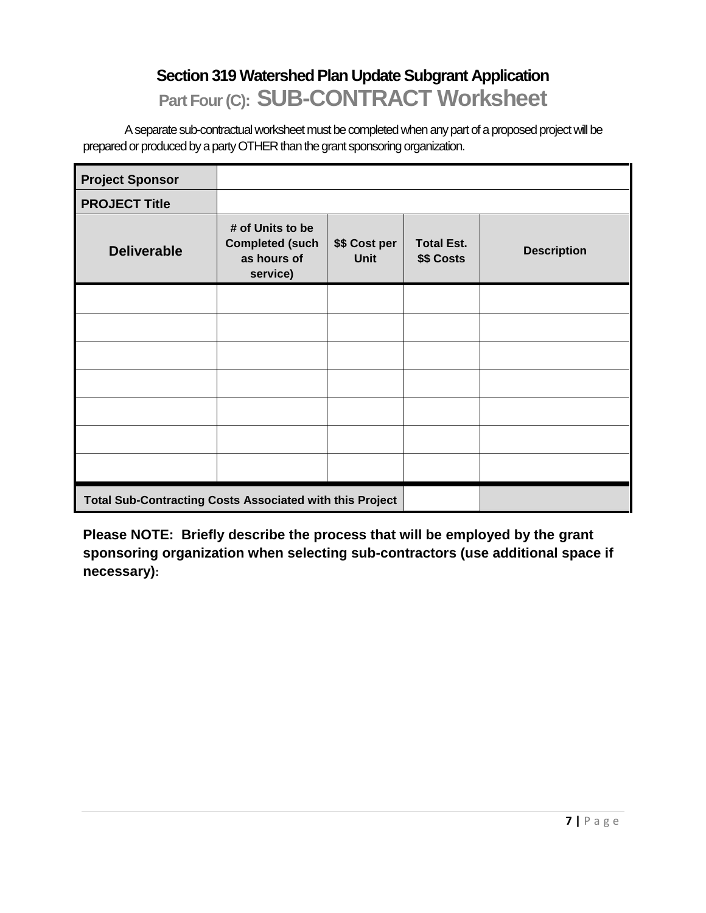# Section 319 Watershed Plan Update Subgrant Application

## Part Four (C): SUB-CONTRACT Worksheet

A separate sub-contractual worksheet must be completed when any part of a proposed project will be prepared or produced by a party OTHER than the grant sponsoring organization.

| **Project Sponsor** | | | | |
|---|---|---|---|---|
| **PROJECT Title** | | | | |
| **Deliverable** | **# of Units to be Completed (such as hours of service)** | **$$ Cost per Unit** | **Total Est. $$ Costs** | **Description** |
| | | | | |
| | | | | |
| | | | | |
| | | | | |
| | | | | |
| | | | | |
| | | | | |
| **Total Sub-Contracting Costs Associated with this Project** | | | | |

**Please NOTE: Briefly describe the process that will be employed by the grant sponsoring organization when selecting sub-contractors (use additional space if necessary):**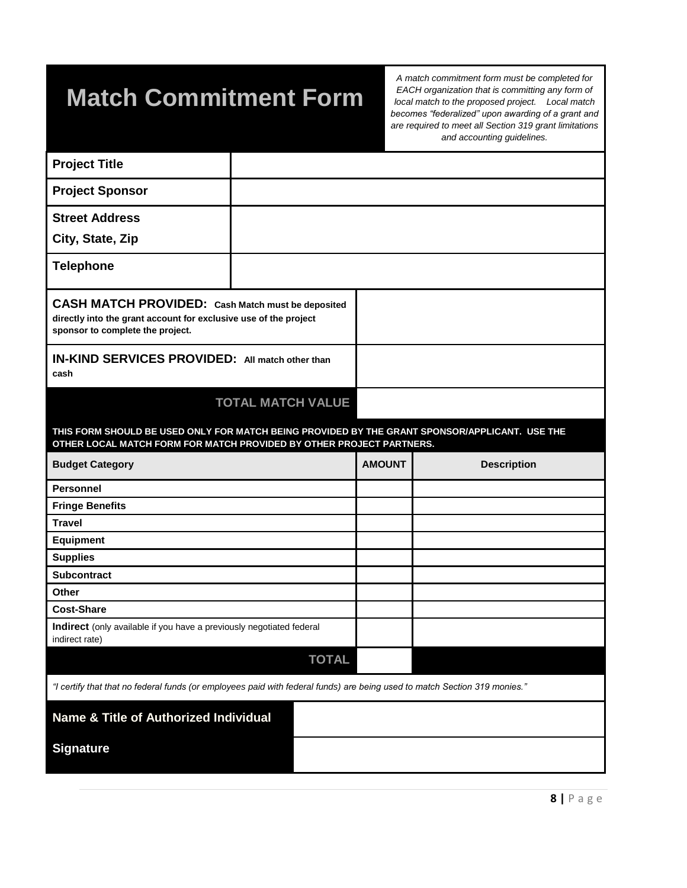# Match Commitment Form

*A match commitment form must be completed for EACH organization that is committing any form of local match to the proposed project. Local match becomes "federalized" upon awarding of a grant and are required to meet all Section 319 grant limitations and accounting guidelines.*

| | |
|---|---|
| **Project Title** | |
| **Project Sponsor** | |
| **Street Address**<br>**City, State, Zip** | |
| **Telephone** | |

| | |
|---|---|
| **CASH MATCH PROVIDED: Cash Match must be deposited directly into the grant account for exclusive use of the project sponsor to complete the project.** | |
| **IN-KIND SERVICES PROVIDED: All match other than cash** | |
| **TOTAL MATCH VALUE** | |

**THIS FORM SHOULD BE USED ONLY FOR MATCH BEING PROVIDED BY THE GRANT SPONSOR/APPLICANT. USE THE OTHER LOCAL MATCH FORM FOR MATCH PROVIDED BY OTHER PROJECT PARTNERS.**

| Budget Category | AMOUNT | Description |
|---|---|---|
| **Personnel** | | |
| **Fringe Benefits** | | |
| **Travel** | | |
| **Equipment** | | |
| **Supplies** | | |
| **Subcontract** | | |
| **Other** | | |
| **Cost-Share** | | |
| **Indirect** (only available if you have a previously negotiated federal indirect rate) | | |
| **TOTAL** | | |

*"I certify that that no federal funds (or employees paid with federal funds) are being used to match Section 319 monies."*

| | |
|---|---|
| **Name & Title of Authorized Individual** | |
| **Signature** | |